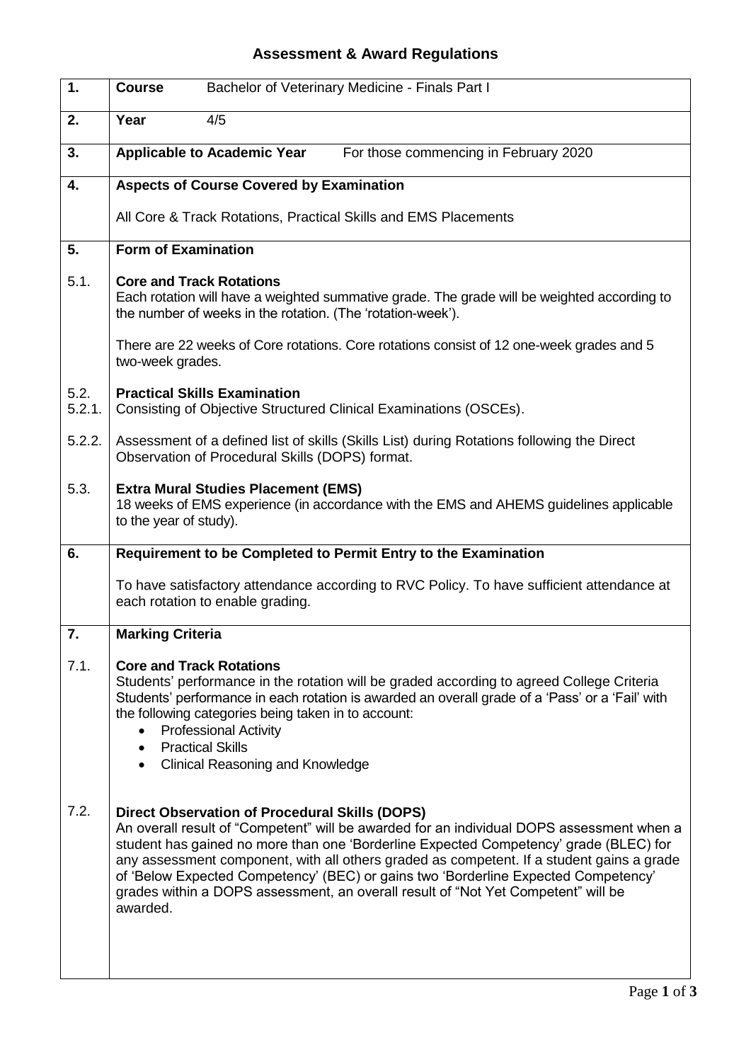# Assessment & Award Regulations

| | |
|---|---|
| **1.** | **Course** Bachelor of Veterinary Medicine - Finals Part I |
| **2.** | **Year** 4/5 |
| **3.** | **Applicable to Academic Year** For those commencing in February 2020 |
| **4.** | **Aspects of Course Covered by Examination**<br><br>All Core & Track Rotations, Practical Skills and EMS Placements |
| **5.** | **Form of Examination** |
| 5.1. | **Core and Track Rotations**<br>Each rotation will have a weighted summative grade. The grade will be weighted according to the number of weeks in the rotation. (The 'rotation-week').<br><br>There are 22 weeks of Core rotations. Core rotations consist of 12 one-week grades and 5 two-week grades. |
| 5.2.<br>5.2.1. | **Practical Skills Examination**<br>Consisting of Objective Structured Clinical Examinations (OSCEs). |
| 5.2.2. | Assessment of a defined list of skills (Skills List) during Rotations following the Direct Observation of Procedural Skills (DOPS) format. |
| 5.3. | **Extra Mural Studies Placement (EMS)**<br>18 weeks of EMS experience (in accordance with the EMS and AHEMS guidelines applicable to the year of study). |
| **6.** | **Requirement to be Completed to Permit Entry to the Examination**<br><br>To have satisfactory attendance according to RVC Policy. To have sufficient attendance at each rotation to enable grading. |
| **7.** | **Marking Criteria** |
| 7.1. | **Core and Track Rotations**<br>Students' performance in the rotation will be graded according to agreed College Criteria Students' performance in each rotation is awarded an overall grade of a 'Pass' or a 'Fail' with the following categories being taken in to account:<br>• Professional Activity<br>• Practical Skills<br>• Clinical Reasoning and Knowledge |
| 7.2. | **Direct Observation of Procedural Skills (DOPS)**<br>An overall result of "Competent" will be awarded for an individual DOPS assessment when a student has gained no more than one 'Borderline Expected Competency' grade (BLEC) for any assessment component, with all others graded as competent. If a student gains a grade of 'Below Expected Competency' (BEC) or gains two 'Borderline Expected Competency' grades within a DOPS assessment, an overall result of "Not Yet Competent" will be awarded. |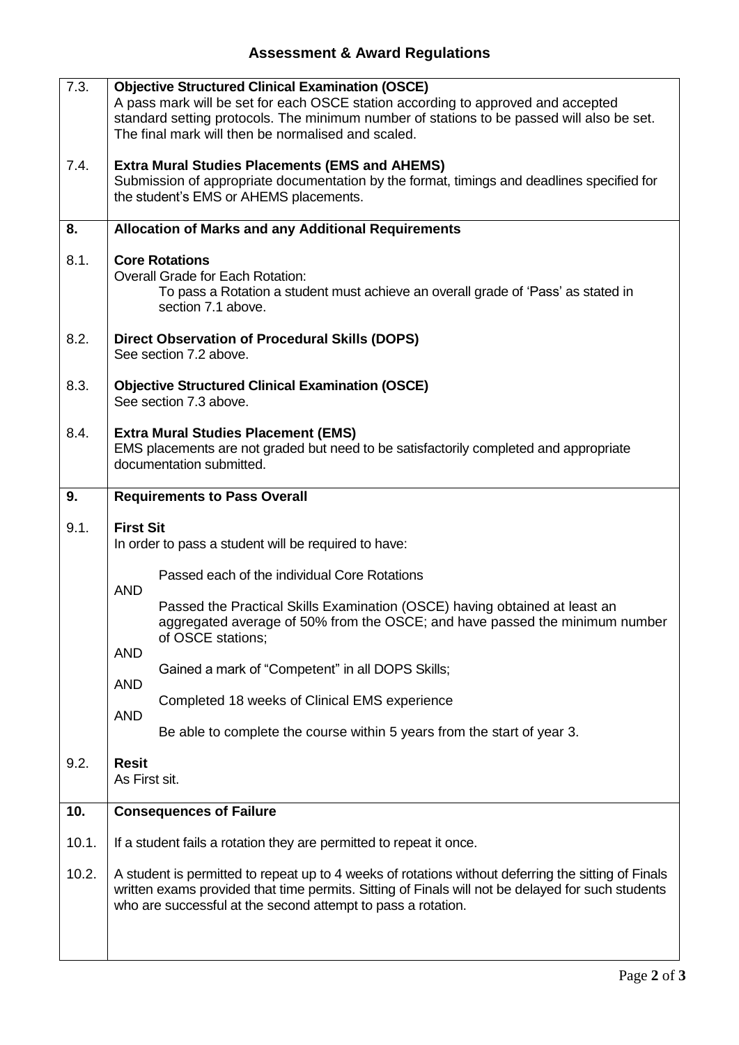# Assessment & Award Regulations

**7.3. Objective Structured Clinical Examination (OSCE)**

A pass mark will be set for each OSCE station according to approved and accepted standard setting protocols. The minimum number of stations to be passed will also be set. The final mark will then be normalised and scaled.

**7.4. Extra Mural Studies Placements (EMS and AHEMS)**

Submission of appropriate documentation by the format, timings and deadlines specified for the student's EMS or AHEMS placements.

## 8. Allocation of Marks and any Additional Requirements

**8.1. Core Rotations**

Overall Grade for Each Rotation:

To pass a Rotation a student must achieve an overall grade of 'Pass' as stated in section 7.1 above.

**8.2. Direct Observation of Procedural Skills (DOPS)**

See section 7.2 above.

**8.3. Objective Structured Clinical Examination (OSCE)**

See section 7.3 above.

**8.4. Extra Mural Studies Placement (EMS)**

EMS placements are not graded but need to be satisfactorily completed and appropriate documentation submitted.

## 9. Requirements to Pass Overall

**9.1. First Sit**

In order to pass a student will be required to have:

Passed each of the individual Core Rotations

AND

Passed the Practical Skills Examination (OSCE) having obtained at least an aggregated average of 50% from the OSCE; and have passed the minimum number of OSCE stations;

AND

Gained a mark of "Competent" in all DOPS Skills;

AND

Completed 18 weeks of Clinical EMS experience

AND

Be able to complete the course within 5 years from the start of year 3.

**9.2. Resit**

As First sit.

## 10. Consequences of Failure

10.1. If a student fails a rotation they are permitted to repeat it once.

10.2. A student is permitted to repeat up to 4 weeks of rotations without deferring the sitting of Finals written exams provided that time permits. Sitting of Finals will not be delayed for such students who are successful at the second attempt to pass a rotation.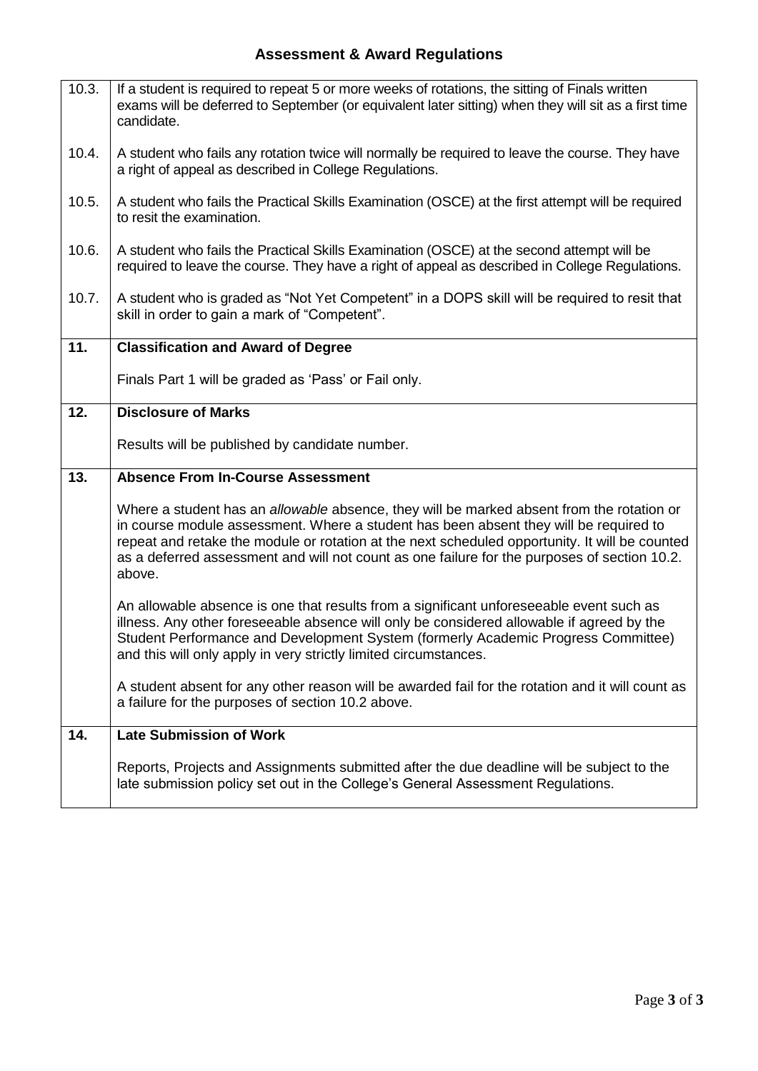## Assessment & Award Regulations

| | |
|---|---|
| 10.3. | If a student is required to repeat 5 or more weeks of rotations, the sitting of Finals written exams will be deferred to September (or equivalent later sitting) when they will sit as a first time candidate. |
| 10.4. | A student who fails any rotation twice will normally be required to leave the course. They have a right of appeal as described in College Regulations. |
| 10.5. | A student who fails the Practical Skills Examination (OSCE) at the first attempt will be required to resit the examination. |
| 10.6. | A student who fails the Practical Skills Examination (OSCE) at the second attempt will be required to leave the course. They have a right of appeal as described in College Regulations. |
| 10.7. | A student who is graded as "Not Yet Competent" in a DOPS skill will be required to resit that skill in order to gain a mark of "Competent". |
| **11.** | **Classification and Award of Degree**<br><br>Finals Part 1 will be graded as 'Pass' or Fail only. |
| **12.** | **Disclosure of Marks**<br><br>Results will be published by candidate number. |
| **13.** | **Absence From In-Course Assessment**<br><br>Where a student has an *allowable* absence, they will be marked absent from the rotation or in course module assessment. Where a student has been absent they will be required to repeat and retake the module or rotation at the next scheduled opportunity. It will be counted as a deferred assessment and will not count as one failure for the purposes of section 10.2. above.<br><br>An allowable absence is one that results from a significant unforeseeable event such as illness. Any other foreseeable absence will only be considered allowable if agreed by the Student Performance and Development System (formerly Academic Progress Committee) and this will only apply in very strictly limited circumstances.<br><br>A student absent for any other reason will be awarded fail for the rotation and it will count as a failure for the purposes of section 10.2 above. |
| **14.** | **Late Submission of Work**<br><br>Reports, Projects and Assignments submitted after the due deadline will be subject to the late submission policy set out in the College's General Assessment Regulations. |